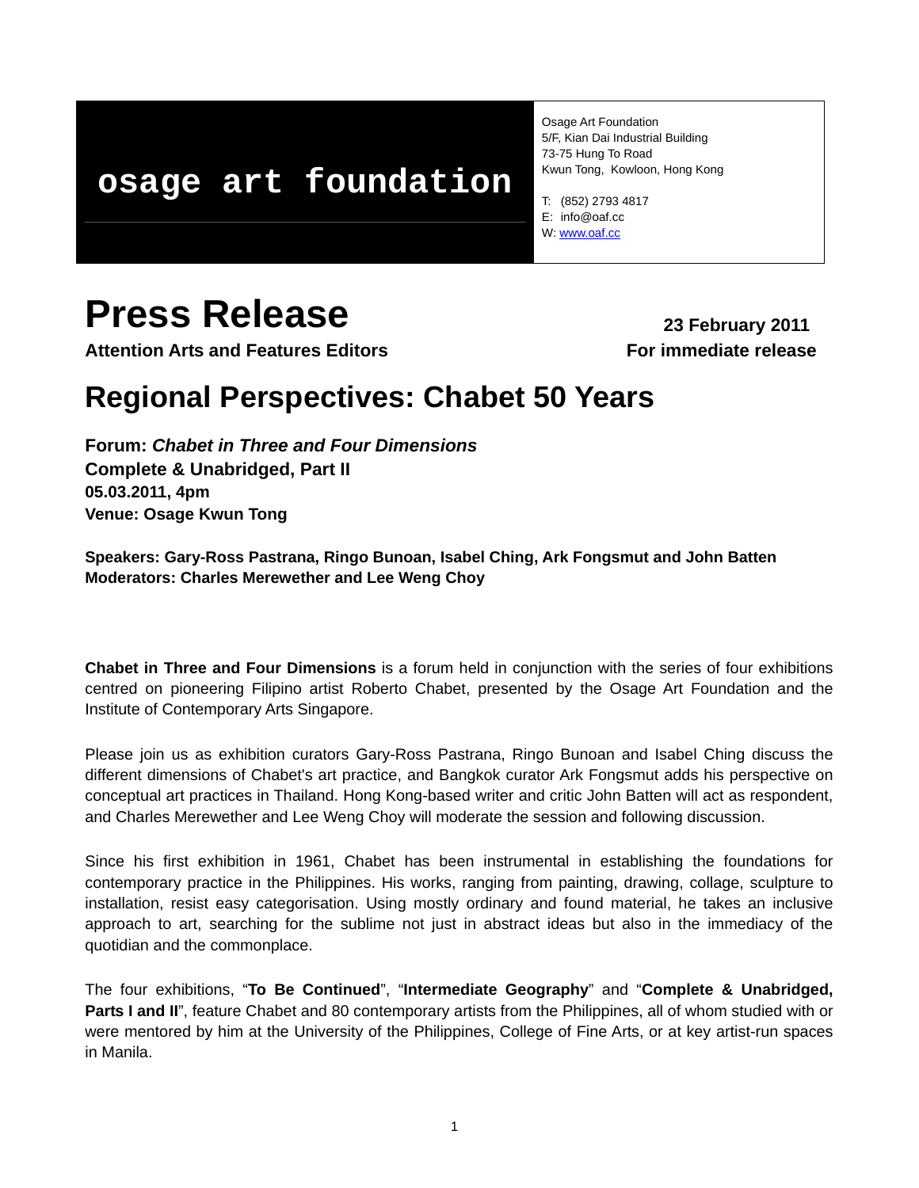**osage art foundation**

Osage Art Foundation
5/F, Kian Dai Industrial Building
73-75 Hung To Road
Kwun Tong, Kowloon, Hong Kong

T: (852) 2793 4817
E: info@oaf.cc
W: www.oaf.cc

# Press Release

**23 February 2011**

**Attention Arts and Features Editors**

**For immediate release**

## Regional Perspectives: Chabet 50 Years

**Forum: *Chabet in Three and Four Dimensions***
**Complete & Unabridged, Part II**
**05.03.2011, 4pm**
**Venue: Osage Kwun Tong**

**Speakers: Gary-Ross Pastrana, Ringo Bunoan, Isabel Ching, Ark Fongsmut and John Batten**
**Moderators: Charles Merewether and Lee Weng Choy**

**Chabet in Three and Four Dimensions** is a forum held in conjunction with the series of four exhibitions centred on pioneering Filipino artist Roberto Chabet, presented by the Osage Art Foundation and the Institute of Contemporary Arts Singapore.

Please join us as exhibition curators Gary-Ross Pastrana, Ringo Bunoan and Isabel Ching discuss the different dimensions of Chabet's art practice, and Bangkok curator Ark Fongsmut adds his perspective on conceptual art practices in Thailand. Hong Kong-based writer and critic John Batten will act as respondent, and Charles Merewether and Lee Weng Choy will moderate the session and following discussion.

Since his first exhibition in 1961, Chabet has been instrumental in establishing the foundations for contemporary practice in the Philippines. His works, ranging from painting, drawing, collage, sculpture to installation, resist easy categorisation. Using mostly ordinary and found material, he takes an inclusive approach to art, searching for the sublime not just in abstract ideas but also in the immediacy of the quotidian and the commonplace.

The four exhibitions, "**To Be Continued**", "**Intermediate Geography**" and "**Complete & Unabridged, Parts I and II**", feature Chabet and 80 contemporary artists from the Philippines, all of whom studied with or were mentored by him at the University of the Philippines, College of Fine Arts, or at key artist-run spaces in Manila.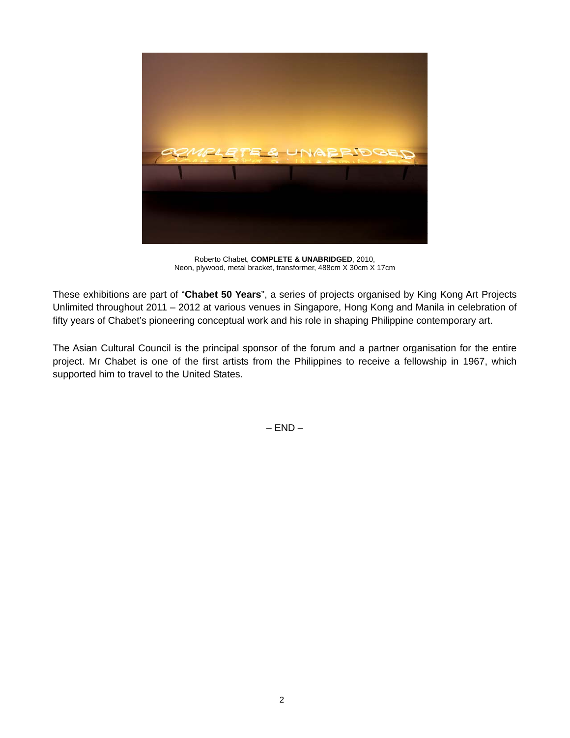Roberto Chabet, **COMPLETE & UNABRIDGED**, 2010,
Neon, plywood, metal bracket, transformer, 488cm X 30cm X 17cm

These exhibitions are part of "**Chabet 50 Years**", a series of projects organised by King Kong Art Projects Unlimited throughout 2011 – 2012 at various venues in Singapore, Hong Kong and Manila in celebration of fifty years of Chabet's pioneering conceptual work and his role in shaping Philippine contemporary art.

The Asian Cultural Council is the principal sponsor of the forum and a partner organisation for the entire project. Mr Chabet is one of the first artists from the Philippines to receive a fellowship in 1967, which supported him to travel to the United States.

– END –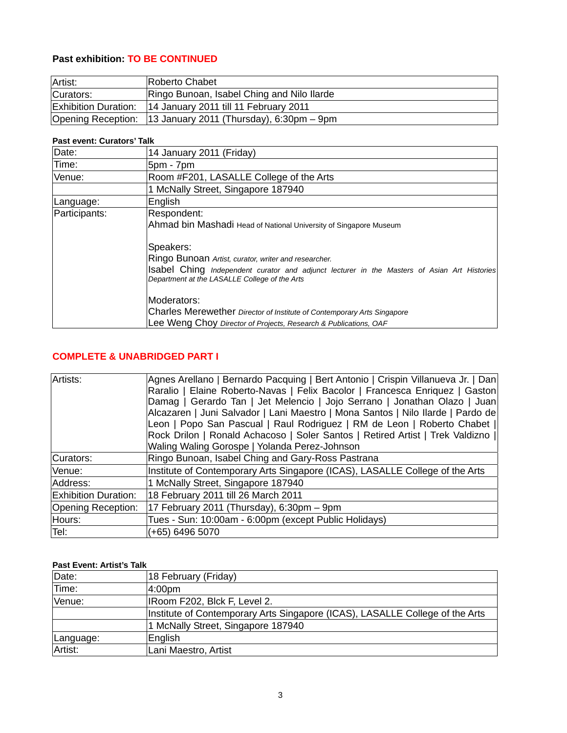### Past exhibition: TO BE CONTINUED

| Artist: | Roberto Chabet |
|---|---|
| Curators: | Ringo Bunoan, Isabel Ching and Nilo Ilarde |
| Exhibition Duration: | 14 January 2011 till 11 February 2011 |
| Opening Reception: | 13 January 2011 (Thursday), 6:30pm – 9pm |

**Past event: Curators' Talk**

| Date: | 14 January 2011 (Friday) |
|---|---|
| Time: | 5pm - 7pm |
| Venue: | Room #F201, LASALLE College of the Arts |
| | 1 McNally Street, Singapore 187940 |
| Language: | English |
| Participants: | Respondent:<br>Ahmad bin Mashadi Head of National University of Singapore Museum<br><br>Speakers:<br>Ringo Bunoan *Artist, curator, writer and researcher.*<br>Isabel Ching *Independent curator and adjunct lecturer in the Masters of Asian Art Histories Department at the LASALLE College of the Arts*<br><br>Moderators:<br>Charles Merewether *Director of Institute of Contemporary Arts Singapore*<br>Lee Weng Choy *Director of Projects, Research & Publications, OAF* |

### COMPLETE & UNABRIDGED PART I

| Artists: | Agnes Arellano \| Bernardo Pacquing \| Bert Antonio \| Crispin Villanueva Jr. \| Dan Raralio \| Elaine Roberto-Navas \| Felix Bacolor \| Francesca Enriquez \| Gaston Damag \| Gerardo Tan \| Jet Melencio \| Jojo Serrano \| Jonathan Olazo \| Juan Alcazaren \| Juni Salvador \| Lani Maestro \| Mona Santos \| Nilo Ilarde \| Pardo de Leon \| Popo San Pascual \| Raul Rodriguez \| RM de Leon \| Roberto Chabet \| Rock Drilon \| Ronald Achacoso \| Soler Santos \| Retired Artist \| Trek Valdizno \| Waling Waling Gorospe \| Yolanda Perez-Johnson |
|---|---|
| Curators: | Ringo Bunoan, Isabel Ching and Gary-Ross Pastrana |
| Venue: | Institute of Contemporary Arts Singapore (ICAS), LASALLE College of the Arts |
| Address: | 1 McNally Street, Singapore 187940 |
| Exhibition Duration: | 18 February 2011 till 26 March 2011 |
| Opening Reception: | 17 February 2011 (Thursday), 6:30pm – 9pm |
| Hours: | Tues - Sun: 10:00am - 6:00pm (except Public Holidays) |
| Tel: | (+65) 6496 5070 |

**Past Event: Artist's Talk**

| Date: | 18 February (Friday) |
|---|---|
| Time: | 4:00pm |
| Venue: | IRoom F202, Blck F, Level 2. |
| | Institute of Contemporary Arts Singapore (ICAS), LASALLE College of the Arts |
| | 1 McNally Street, Singapore 187940 |
| Language: | English |
| Artist: | Lani Maestro, Artist |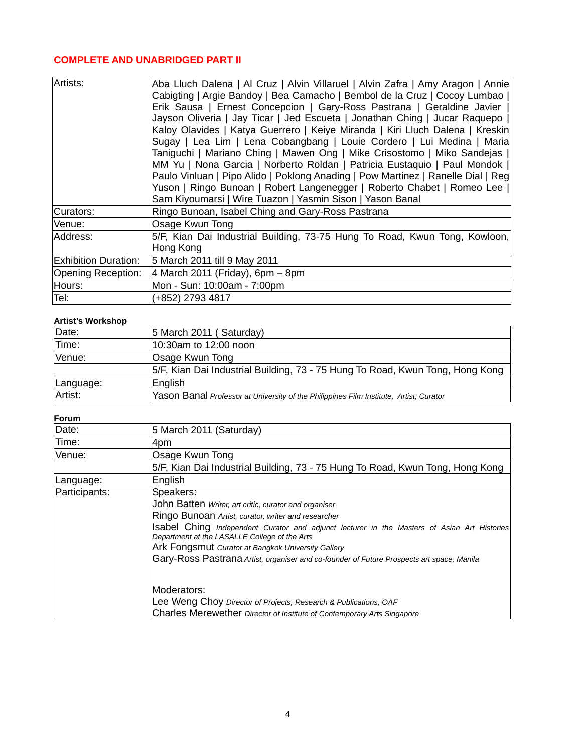## COMPLETE AND UNABRIDGED PART II

| | |
|---|---|
| Artists: | Aba Lluch Dalena \| Al Cruz \| Alvin Villaruel \| Alvin Zafra \| Amy Aragon \| Annie Cabigting \| Argie Bandoy \| Bea Camacho \| Bembol de la Cruz \| Cocoy Lumbao \| Erik Sausa \| Ernest Concepcion \| Gary-Ross Pastrana \| Geraldine Javier \| Jayson Oliveria \| Jay Ticar \| Jed Escueta \| Jonathan Ching \| Jucar Raquepo \| Kaloy Olavides \| Katya Guerrero \| Keiye Miranda \| Kiri Lluch Dalena \| Kreskin Sugay \| Lea Lim \| Lena Cobangbang \| Louie Cordero \| Lui Medina \| Maria Taniguchi \| Mariano Ching \| Mawen Ong \| Mike Crisostomo \| Miko Sandejas \| MM Yu \| Nona Garcia \| Norberto Roldan \| Patricia Eustaquio \| Paul Mondok \| Paulo Vinluan \| Pipo Alido \| Poklong Anading \| Pow Martinez \| Ranelle Dial \| Reg Yuson \| Ringo Bunoan \| Robert Langenegger \| Roberto Chabet \| Romeo Lee \| Sam Kiyoumarsi \| Wire Tuazon \| Yasmin Sison \| Yason Banal |
| Curators: | Ringo Bunoan, Isabel Ching and Gary-Ross Pastrana |
| Venue: | Osage Kwun Tong |
| Address: | 5/F, Kian Dai Industrial Building, 73-75 Hung To Road, Kwun Tong, Kowloon, Hong Kong |
| Exhibition Duration: | 5 March 2011 till 9 May 2011 |
| Opening Reception: | 4 March 2011 (Friday), 6pm – 8pm |
| Hours: | Mon - Sun: 10:00am - 7:00pm |
| Tel: | (+852) 2793 4817 |

**Artist's Workshop**

| | |
|---|---|
| Date: | 5 March 2011 ( Saturday) |
| Time: | 10:30am to 12:00 noon |
| Venue: | Osage Kwun Tong |
| | 5/F, Kian Dai Industrial Building, 73 - 75 Hung To Road, Kwun Tong, Hong Kong |
| Language: | English |
| Artist: | Yason Banal *Professor at University of the Philippines Film Institute, Artist, Curator* |

**Forum**

| | |
|---|---|
| Date: | 5 March 2011 (Saturday) |
| Time: | 4pm |
| Venue: | Osage Kwun Tong |
| | 5/F, Kian Dai Industrial Building, 73 - 75 Hung To Road, Kwun Tong, Hong Kong |
| Language: | English |
| Participants: | Speakers:<br>John Batten *Writer, art critic, curator and organiser*<br>Ringo Bunoan *Artist, curator, writer and researcher*<br>Isabel Ching *Independent Curator and adjunct lecturer in the Masters of Asian Art Histories Department at the LASALLE College of the Arts*<br>Ark Fongsmut *Curator at Bangkok University Gallery*<br>Gary-Ross Pastrana *Artist, organiser and co-founder of Future Prospects art space, Manila*<br><br>Moderators:<br>Lee Weng Choy *Director of Projects, Research & Publications, OAF*<br>Charles Merewether *Director of Institute of Contemporary Arts Singapore* |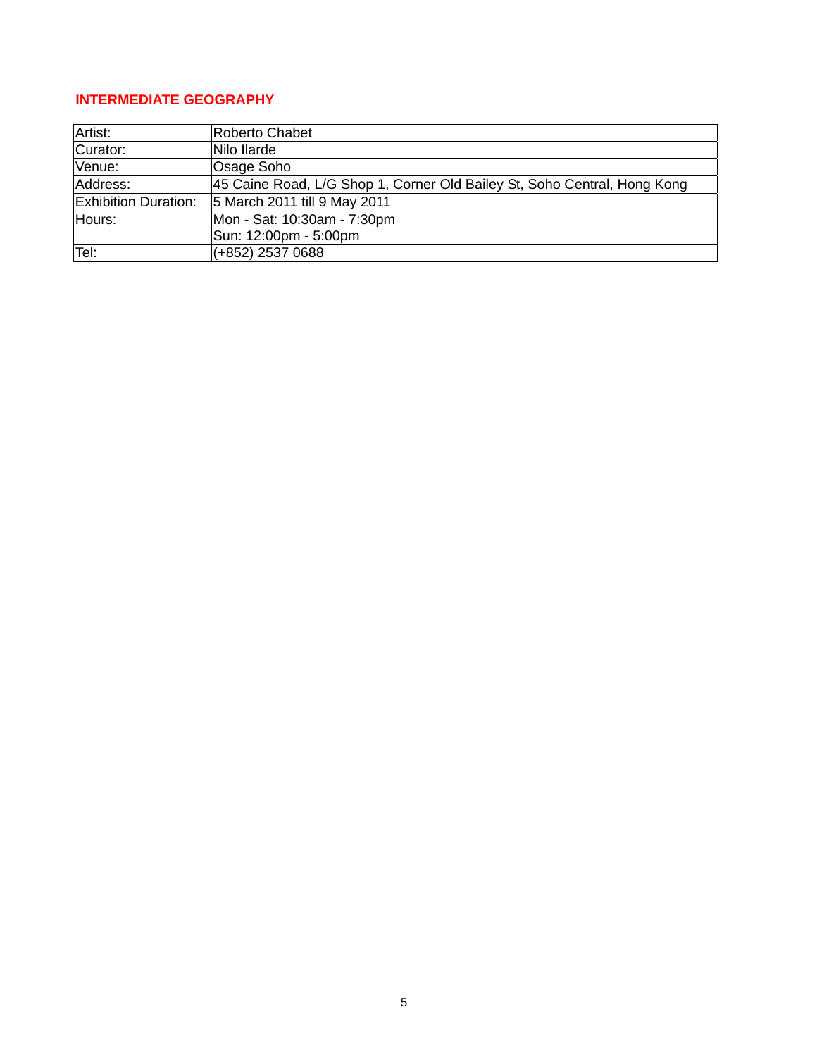## INTERMEDIATE GEOGRAPHY

| | |
|---|---|
| Artist: | Roberto Chabet |
| Curator: | Nilo Ilarde |
| Venue: | Osage Soho |
| Address: | 45 Caine Road, L/G Shop 1, Corner Old Bailey St, Soho Central, Hong Kong |
| Exhibition Duration: | 5 March 2011 till 9 May 2011 |
| Hours: | Mon - Sat: 10:30am - 7:30pm<br>Sun: 12:00pm - 5:00pm |
| Tel: | (+852) 2537 0688 |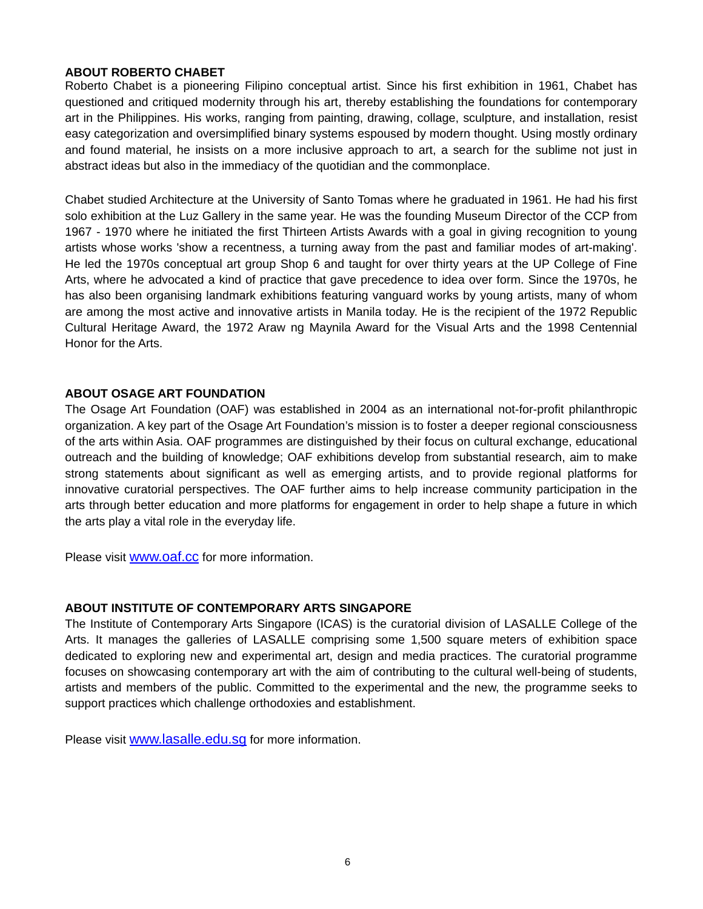**ABOUT ROBERTO CHABET**

Roberto Chabet is a pioneering Filipino conceptual artist. Since his first exhibition in 1961, Chabet has questioned and critiqued modernity through his art, thereby establishing the foundations for contemporary art in the Philippines. His works, ranging from painting, drawing, collage, sculpture, and installation, resist easy categorization and oversimplified binary systems espoused by modern thought. Using mostly ordinary and found material, he insists on a more inclusive approach to art, a search for the sublime not just in abstract ideas but also in the immediacy of the quotidian and the commonplace.

Chabet studied Architecture at the University of Santo Tomas where he graduated in 1961. He had his first solo exhibition at the Luz Gallery in the same year. He was the founding Museum Director of the CCP from 1967 - 1970 where he initiated the first Thirteen Artists Awards with a goal in giving recognition to young artists whose works 'show a recentness, a turning away from the past and familiar modes of art-making'. He led the 1970s conceptual art group Shop 6 and taught for over thirty years at the UP College of Fine Arts, where he advocated a kind of practice that gave precedence to idea over form. Since the 1970s, he has also been organising landmark exhibitions featuring vanguard works by young artists, many of whom are among the most active and innovative artists in Manila today. He is the recipient of the 1972 Republic Cultural Heritage Award, the 1972 Araw ng Maynila Award for the Visual Arts and the 1998 Centennial Honor for the Arts.

**ABOUT OSAGE ART FOUNDATION**

The Osage Art Foundation (OAF) was established in 2004 as an international not-for-profit philanthropic organization. A key part of the Osage Art Foundation's mission is to foster a deeper regional consciousness of the arts within Asia. OAF programmes are distinguished by their focus on cultural exchange, educational outreach and the building of knowledge; OAF exhibitions develop from substantial research, aim to make strong statements about significant as well as emerging artists, and to provide regional platforms for innovative curatorial perspectives. The OAF further aims to help increase community participation in the arts through better education and more platforms for engagement in order to help shape a future in which the arts play a vital role in the everyday life.

Please visit www.oaf.cc for more information.

**ABOUT INSTITUTE OF CONTEMPORARY ARTS SINGAPORE**

The Institute of Contemporary Arts Singapore (ICAS) is the curatorial division of LASALLE College of the Arts. It manages the galleries of LASALLE comprising some 1,500 square meters of exhibition space dedicated to exploring new and experimental art, design and media practices. The curatorial programme focuses on showcasing contemporary art with the aim of contributing to the cultural well-being of students, artists and members of the public. Committed to the experimental and the new, the programme seeks to support practices which challenge orthodoxies and establishment.

Please visit www.lasalle.edu.sg for more information.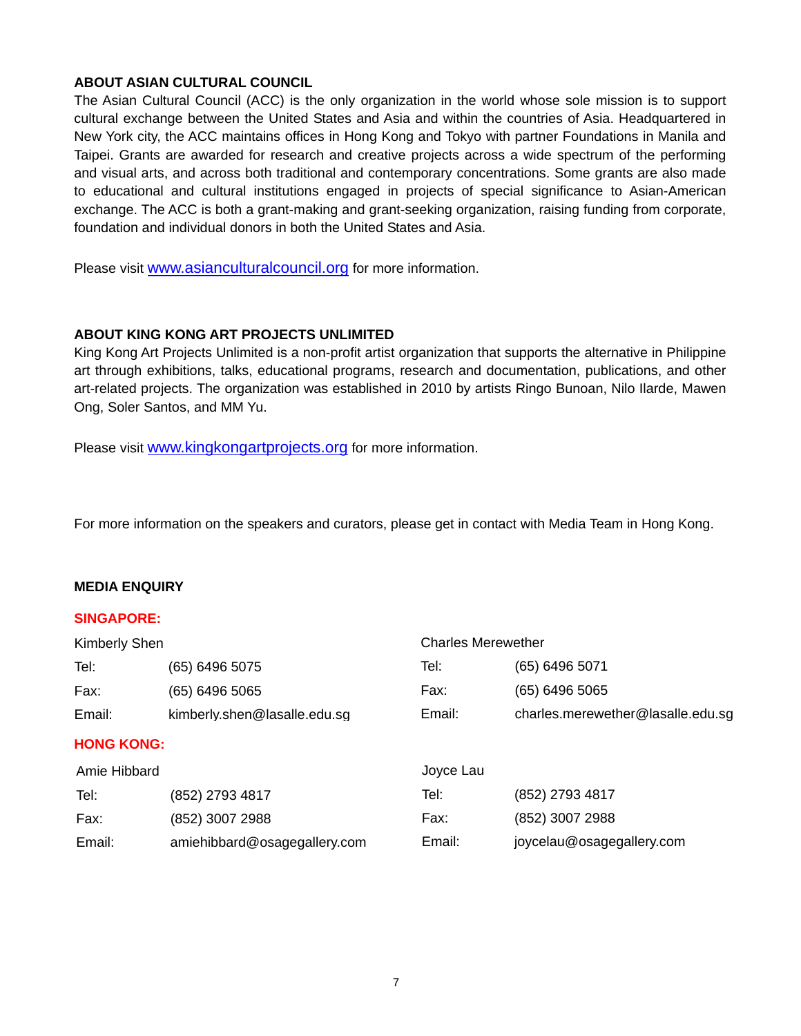## ABOUT ASIAN CULTURAL COUNCIL

The Asian Cultural Council (ACC) is the only organization in the world whose sole mission is to support cultural exchange between the United States and Asia and within the countries of Asia. Headquartered in New York city, the ACC maintains offices in Hong Kong and Tokyo with partner Foundations in Manila and Taipei. Grants are awarded for research and creative projects across a wide spectrum of the performing and visual arts, and across both traditional and contemporary concentrations. Some grants are also made to educational and cultural institutions engaged in projects of special significance to Asian-American exchange. The ACC is both a grant-making and grant-seeking organization, raising funding from corporate, foundation and individual donors in both the United States and Asia.

Please visit www.asianculturalcouncil.org for more information.

## ABOUT KING KONG ART PROJECTS UNLIMITED

King Kong Art Projects Unlimited is a non-profit artist organization that supports the alternative in Philippine art through exhibitions, talks, educational programs, research and documentation, publications, and other art-related projects. The organization was established in 2010 by artists Ringo Bunoan, Nilo Ilarde, Mawen Ong, Soler Santos, and MM Yu.

Please visit www.kingkongartprojects.org for more information.

For more information on the speakers and curators, please get in contact with Media Team in Hong Kong.

## MEDIA ENQUIRY

**SINGAPORE:**

| Kimberly Shen | | Charles Merewether | |
|---|---|---|---|
| Tel: | (65) 6496 5075 | Tel: | (65) 6496 5071 |
| Fax: | (65) 6496 5065 | Fax: | (65) 6496 5065 |
| Email: | kimberly.shen@lasalle.edu.sg | Email: | charles.merewether@lasalle.edu.sg |

**HONG KONG:**

| Amie Hibbard | | Joyce Lau | |
|---|---|---|---|
| Tel: | (852) 2793 4817 | Tel: | (852) 2793 4817 |
| Fax: | (852) 3007 2988 | Fax: | (852) 3007 2988 |
| Email: | amiehibbard@osagegallery.com | Email: | joycelau@osagegallery.com |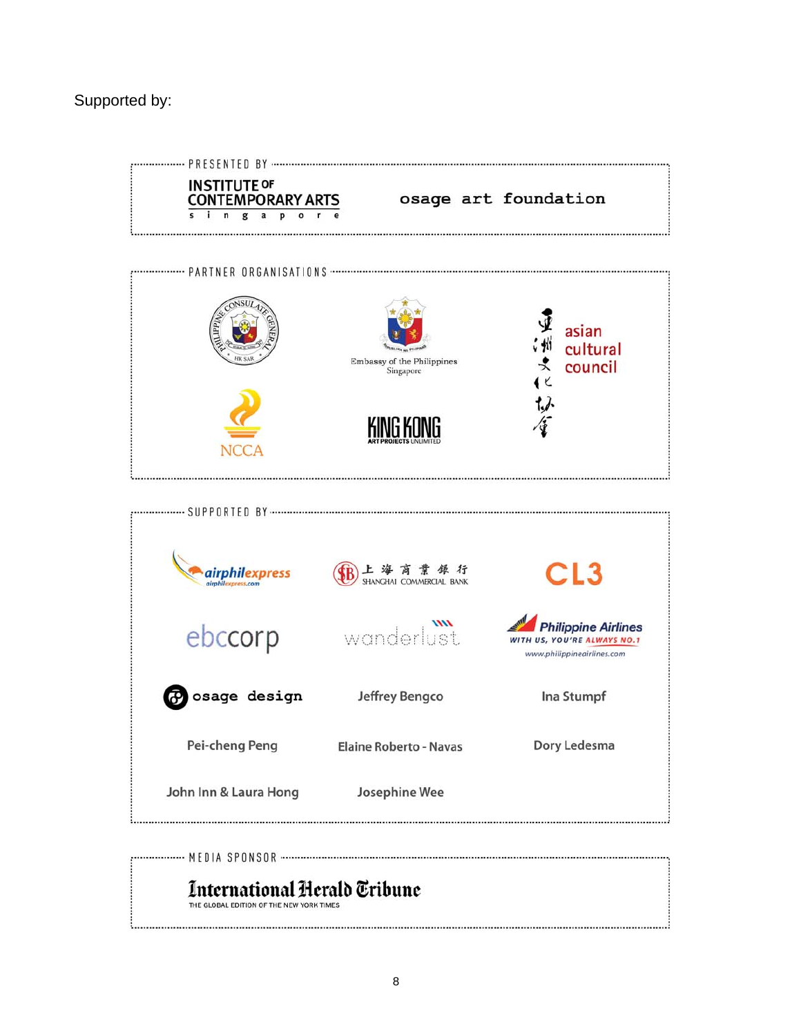Supported by:

**PRESENTED BY**

INSTITUTE OF CONTEMPORARY ARTS singapore

osage art foundation

**PARTNER ORGANISATIONS**

PHILIPPINE CONSULATE GENERAL HK SAR

Embassy of the Philippines Singapore

亞洲文化協會 asian cultural council

NCCA

KING KONG ART PROJECTS UNLIMITED

**SUPPORTED BY**

airphilexpress airphilexpress.com

上海商業銀行 SHANGHAI COMMERCIAL BANK

CL3

ebccorp

wanderlust

Philippine Airlines WITH US, YOU'RE ALWAYS NO.1 www.philippineairlines.com

osage design

Jeffrey Bengco

Ina Stumpf

Pei-cheng Peng

Elaine Roberto - Navas

Dory Ledesma

John Inn & Laura Hong

Josephine Wee

**MEDIA SPONSOR**

International Herald Tribune
THE GLOBAL EDITION OF THE NEW YORK TIMES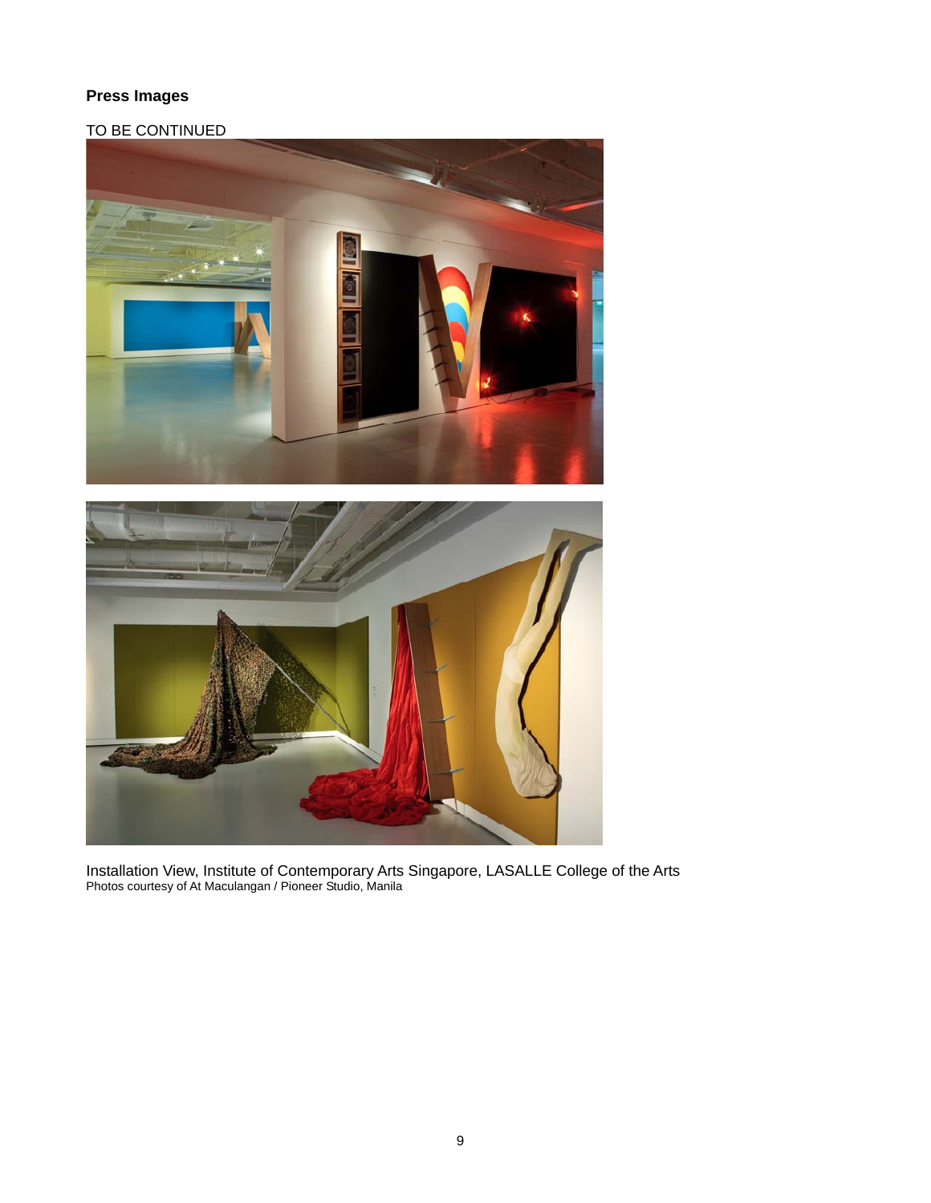**Press Images**

TO BE CONTINUED

Installation View, Institute of Contemporary Arts Singapore, LASALLE College of the Arts
Photos courtesy of At Maculangan / Pioneer Studio, Manila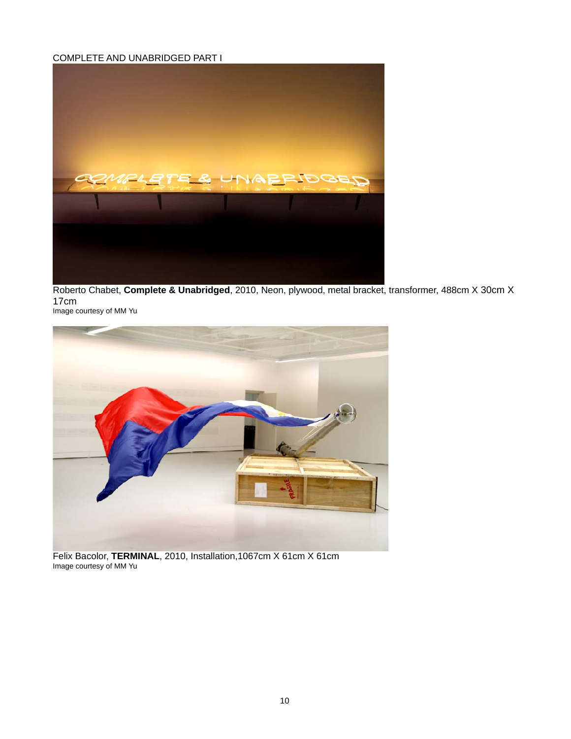COMPLETE AND UNABRIDGED PART I

Roberto Chabet, **Complete & Unabridged**, 2010, Neon, plywood, metal bracket, transformer, 488cm X 30cm X 17cm
Image courtesy of MM Yu

Felix Bacolor, **TERMINAL**, 2010, Installation,1067cm X 61cm X 61cm
Image courtesy of MM Yu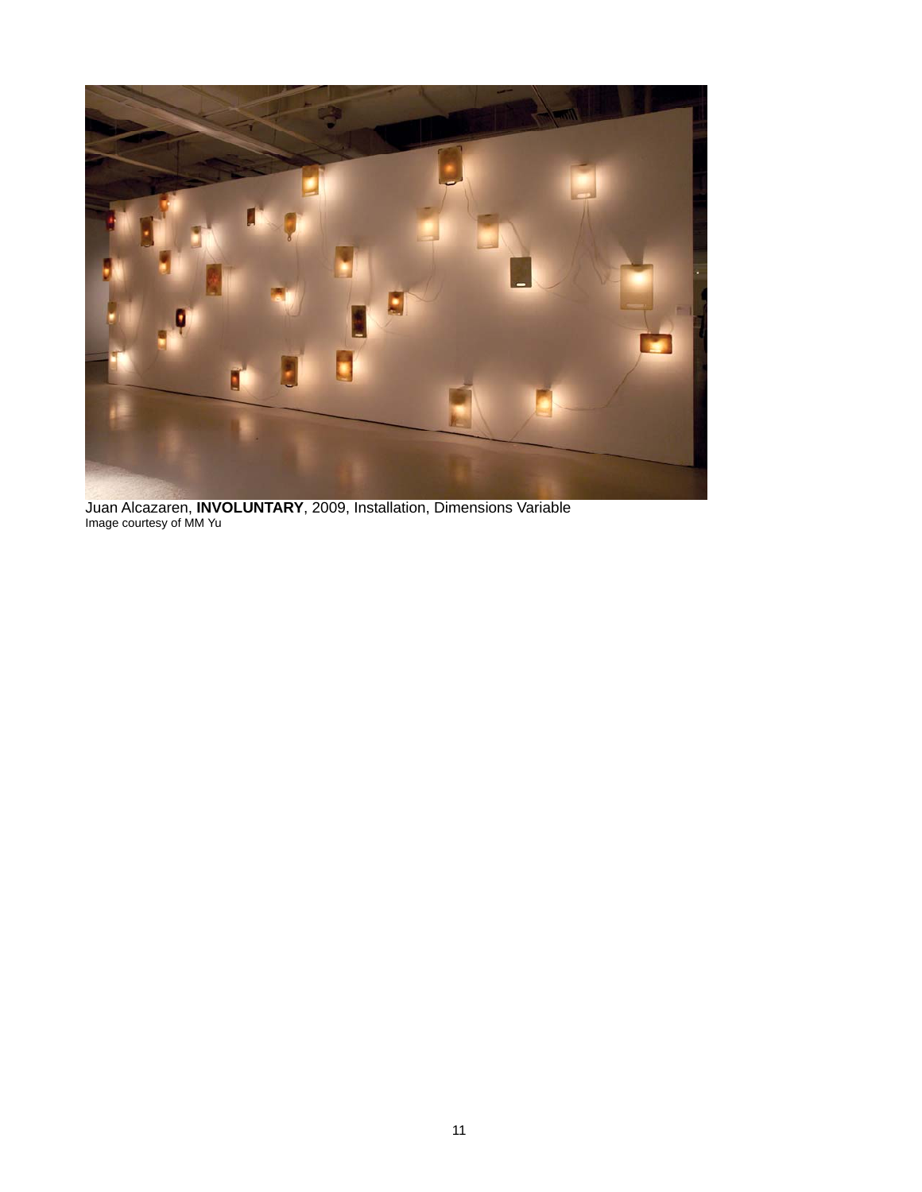Juan Alcazaren, **INVOLUNTARY**, 2009, Installation, Dimensions Variable
Image courtesy of MM Yu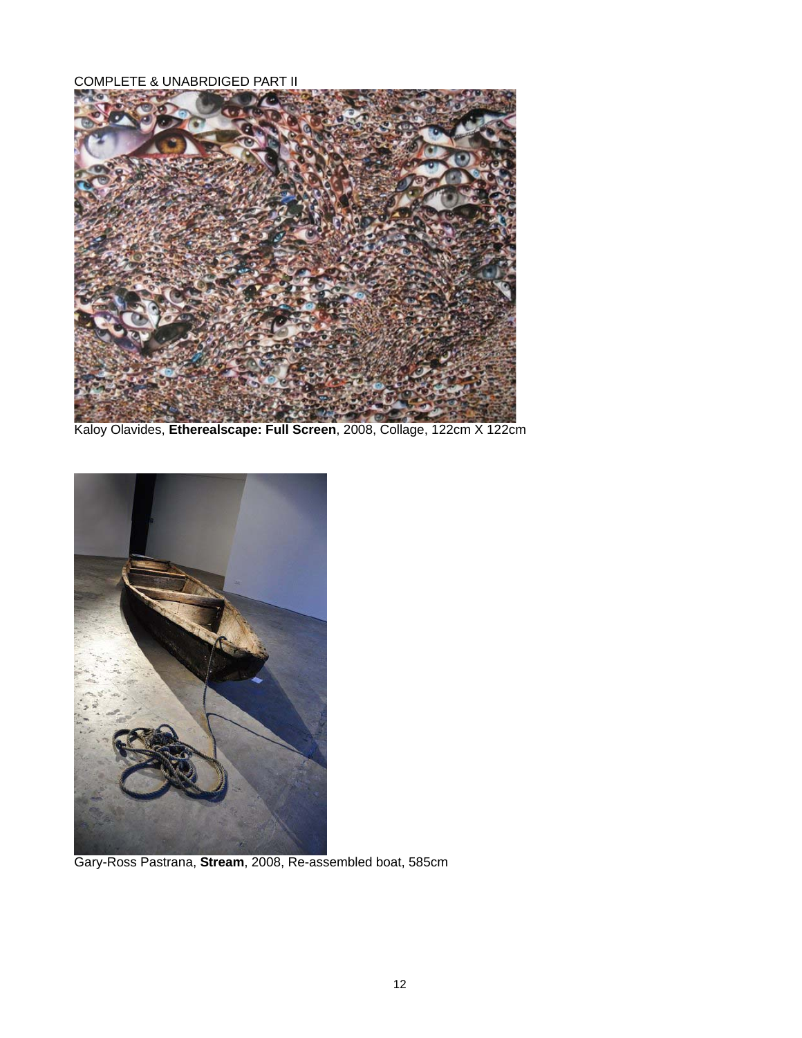COMPLETE & UNABRDIGED PART II

Kaloy Olavides, **Etherealscape: Full Screen**, 2008, Collage, 122cm X 122cm

Gary-Ross Pastrana, **Stream**, 2008, Re-assembled boat, 585cm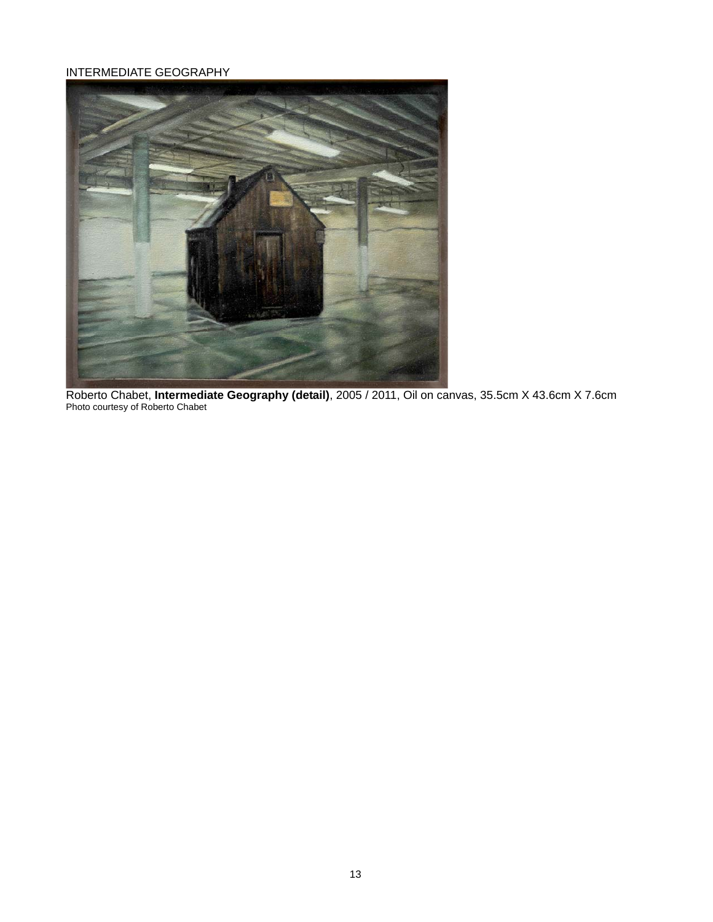INTERMEDIATE GEOGRAPHY

Roberto Chabet, **Intermediate Geography (detail)**, 2005 / 2011, Oil on canvas, 35.5cm X 43.6cm X 7.6cm
Photo courtesy of Roberto Chabet